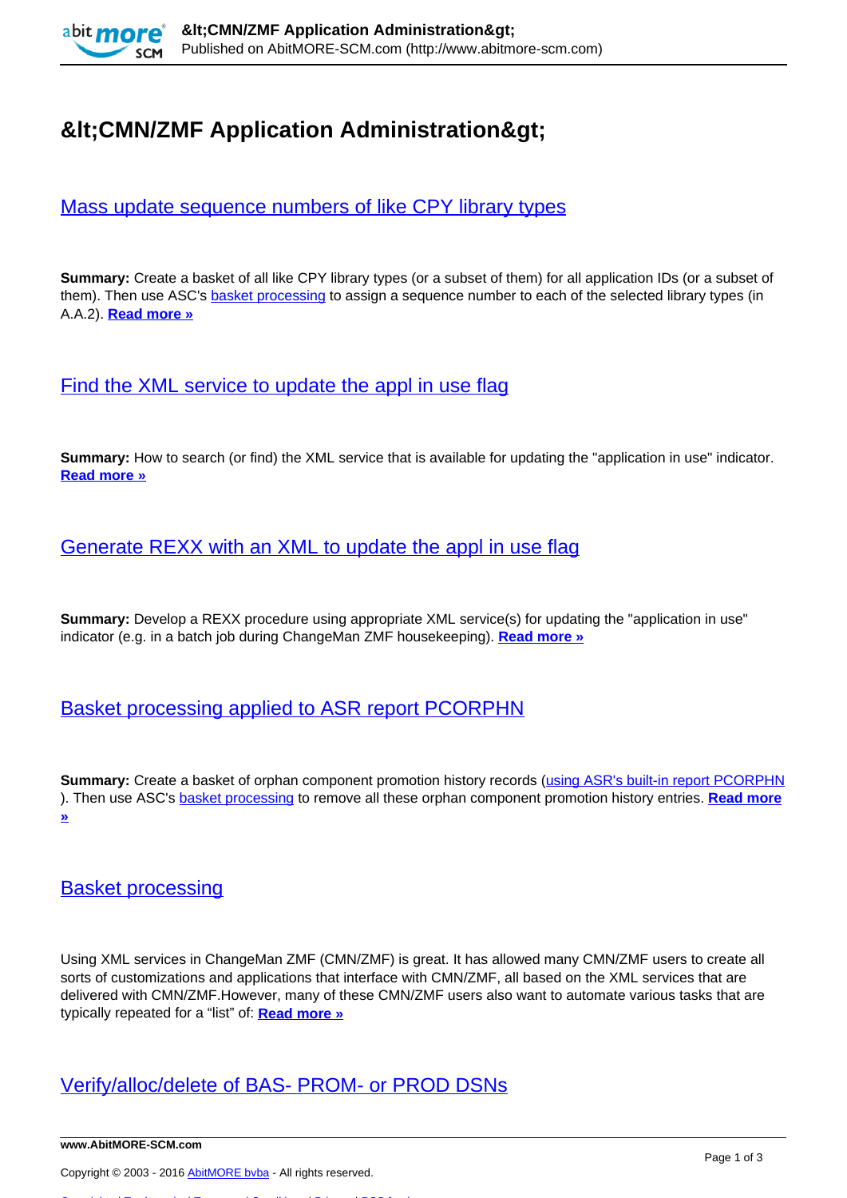# &lt;CMN/ZMF Application Administration&gt;

## Mass update sequence numbers of like CPY library types

**Summary:** Create a basket of all like CPY library types (or a subset of them) for all application IDs (or a subset of them). Then use ASC's basket processing to assign a sequence number to each of the selected library types (in A.A.2). **Read more »**

## Find the XML service to update the appl in use flag

**Summary:** How to search (or find) the XML service that is available for updating the "application in use" indicator. **Read more »**

## Generate REXX with an XML to update the appl in use flag

**Summary:** Develop a REXX procedure using appropriate XML service(s) for updating the "application in use" indicator (e.g. in a batch job during ChangeMan ZMF housekeeping). **Read more »**

## Basket processing applied to ASR report PCORPHN

**Summary:** Create a basket of orphan component promotion history records (using ASR's built-in report PCORPHN ). Then use ASC's basket processing to remove all these orphan component promotion history entries. **Read more »**

## Basket processing

Using XML services in ChangeMan ZMF (CMN/ZMF) is great. It has allowed many CMN/ZMF users to create all sorts of customizations and applications that interface with CMN/ZMF, all based on the XML services that are delivered with CMN/ZMF.However, many of these CMN/ZMF users also want to automate various tasks that are typically repeated for a “list” of: **Read more »**

## Verify/alloc/delete of BAS- PROM- or PROD DSNs

Copyright © 2003 - 2016 AbitMORE bvba - All rights reserved.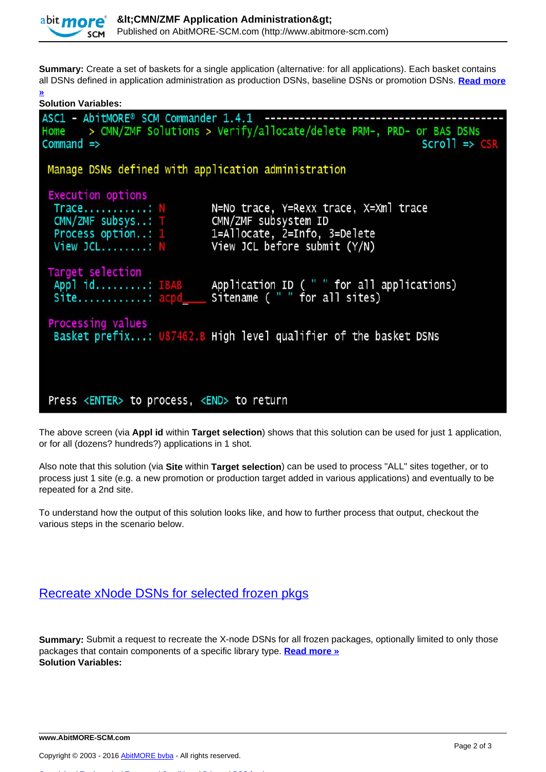**Summary:** Create a set of baskets for a single application (alternative: for all applications). Each basket contains all DSNs defined in application administration as production DSNs, baseline DSNs or promotion DSNs. **Read more »**

**Solution Variables:**

```
ASC1 - AbitMORE® SCM Commander 1.4.1 ----------------------------------------
Home     > CMN/ZMF Solutions > Verify/allocate/delete PRM-, PRD- or BAS DSNs
Command =>                                                     Scroll => CSR

 Manage DSNs defined with application administration

 Execution options
  Trace...........: N          N=No trace, Y=Rexx trace, X=Xml trace
  CMN/ZMF subsys..: T          CMN/ZMF subsystem ID
  Process option..: 1          1=Allocate, 2=Info, 3=Delete
  View JCL........: N          View JCL before submit (Y/N)

 Target selection
  Appl id.........: IBAB       Application ID ( " " for all applications)
  Site............: acpd____   Sitename ( " " for all sites)

 Processing values
  Basket prefix...: U87462.B High level qualifier of the basket DSNs



 Press <ENTER> to process, <END> to return
```

The above screen (via **Appl id** within **Target selection**) shows that this solution can be used for just 1 application, or for all (dozens? hundreds?) applications in 1 shot.

Also note that this solution (via **Site** within **Target selection**) can be used to process "ALL" sites together, or to process just 1 site (e.g. a new promotion or production target added in various applications) and eventually to be repeated for a 2nd site.

To understand how the output of this solution looks like, and how to further process that output, checkout the various steps in the scenario below.

## Recreate xNode DSNs for selected frozen pkgs

**Summary:** Submit a request to recreate the X-node DSNs for all frozen packages, optionally limited to only those packages that contain components of a specific library type. **Read more »**

**Solution Variables:**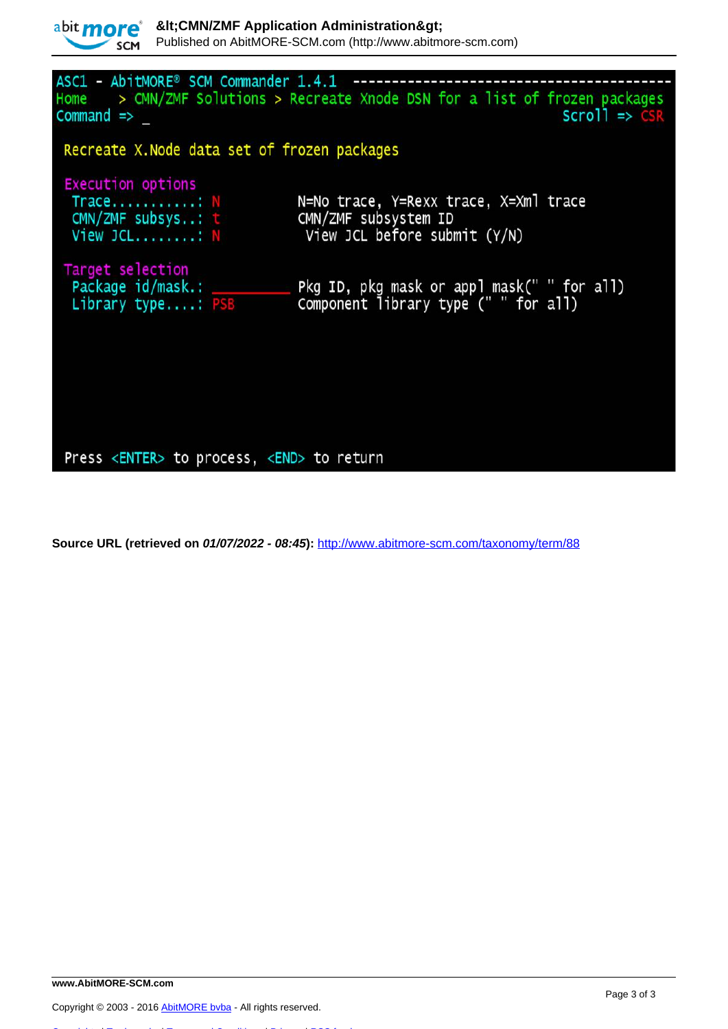```
ASC1 - AbitMORE® SCM Commander 1.4.1 ----------------------------------------
Home     > CMN/ZMF Solutions > Recreate Xnode DSN for a list of frozen packages
Command => _                                                      Scroll => CSR

 Recreate X.Node data set of frozen packages

 Execution options
  Trace...........: N              N=No trace, Y=Rexx trace, X=Xml trace
  CMN/ZMF subsys..: t              CMN/ZMF subsystem ID
  View JCL........: N               View JCL before submit (Y/N)

 Target selection
  Package id/mask.: __________     Pkg ID, pkg mask or appl mask(" " for all)
  Library type....: PSB            Component library type (" " for all)





 Press <ENTER> to process, <END> to return
```

**Source URL (retrieved on *01/07/2022 - 08:45*):** http://www.abitmore-scm.com/taxonomy/term/88